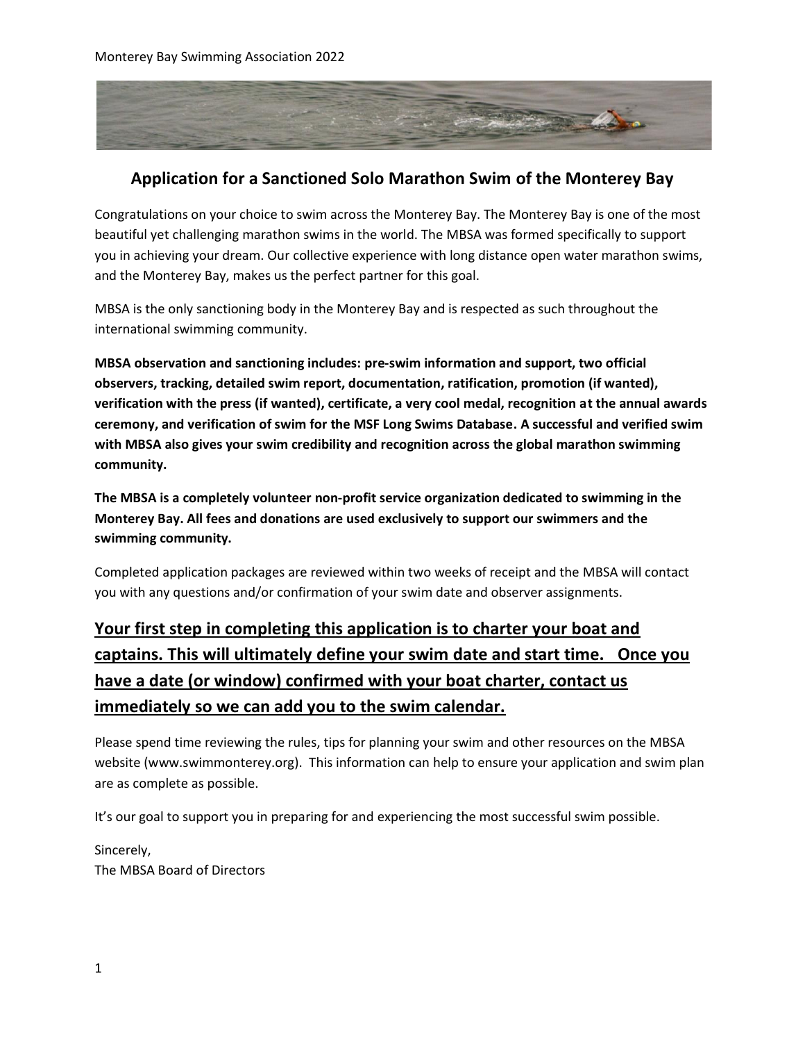# Application for a Sanctioned Solo Marathon Swim of the Monterey Bay

Congratulations on your choice to swim across the Monterey Bay. The Monterey Bay is one of the most beautiful yet challenging marathon swims in the world. The MBSA was formed specifically to support you in achieving your dream. Our collective experience with long distance open water marathon swims, and the Monterey Bay, makes us the perfect partner for this goal.

MBSA is the only sanctioning body in the Monterey Bay and is respected as such throughout the international swimming community.

**MBSA observation and sanctioning includes: pre-swim information and support, two official observers, tracking, detailed swim report, documentation, ratification, promotion (if wanted), verification with the press (if wanted), certificate, a very cool medal, recognition at the annual awards ceremony, and verification of swim for the MSF Long Swims Database. A successful and verified swim with MBSA also gives your swim credibility and recognition across the global marathon swimming community.**

**The MBSA is a completely volunteer non-profit service organization dedicated to swimming in the Monterey Bay. All fees and donations are used exclusively to support our swimmers and the swimming community.**

Completed application packages are reviewed within two weeks of receipt and the MBSA will contact you with any questions and/or confirmation of your swim date and observer assignments.

## <u>Your first step in completing this application is to charter your boat and captains. This will ultimately define your swim date and start time. Once you have a date (or window) confirmed with your boat charter, contact us immediately so we can add you to the swim calendar.</u>

Please spend time reviewing the rules, tips for planning your swim and other resources on the MBSA website (www.swimmonterey.org). This information can help to ensure your application and swim plan are as complete as possible.

It's our goal to support you in preparing for and experiencing the most successful swim possible.

Sincerely,
The MBSA Board of Directors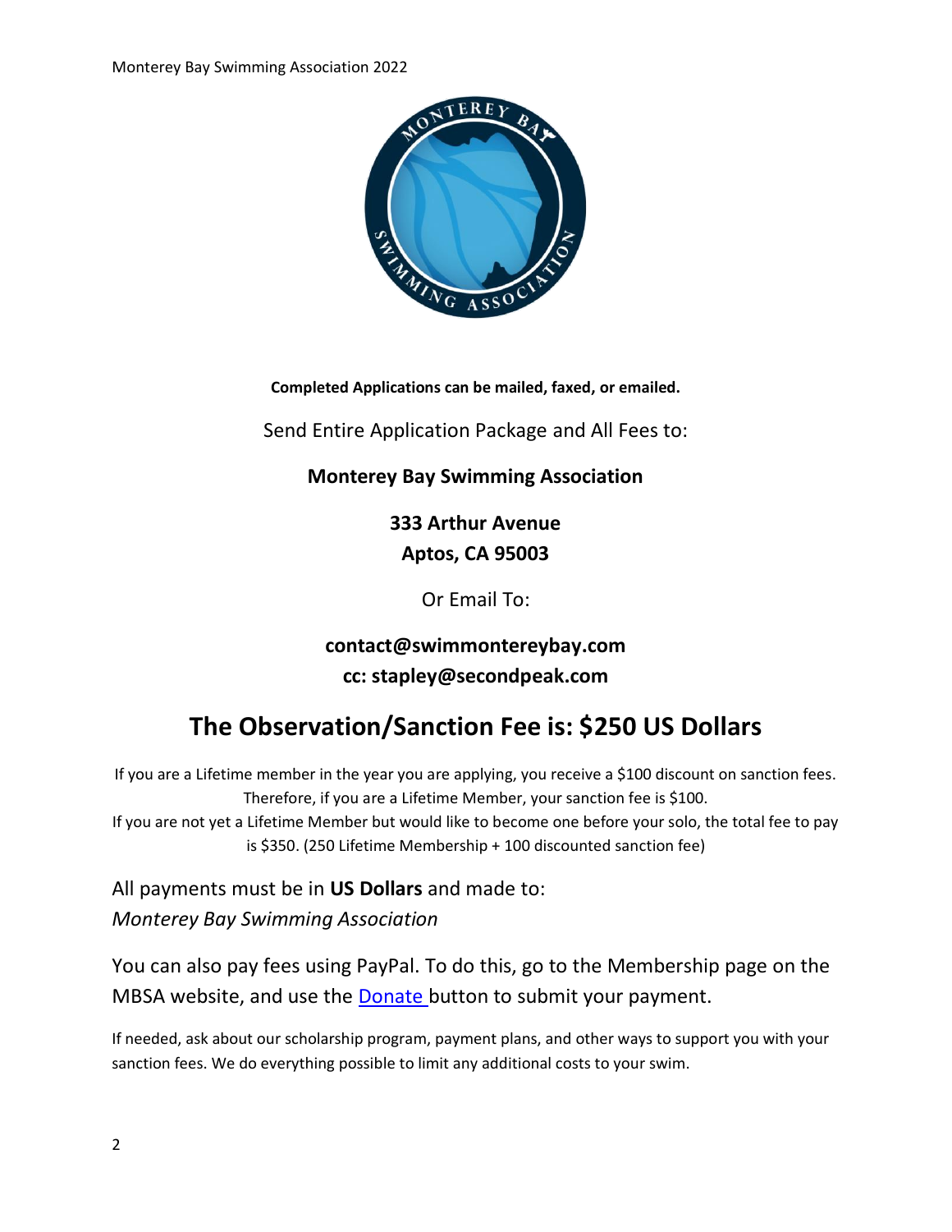**Completed Applications can be mailed, faxed, or emailed.**

Send Entire Application Package and All Fees to:

**Monterey Bay Swimming Association**

**333 Arthur Avenue**
**Aptos, CA 95003**

Or Email To:

**contact@swimmontereybay.com**
**cc: stapley@secondpeak.com**

# The Observation/Sanction Fee is: $250 US Dollars

If you are a Lifetime member in the year you are applying, you receive a $100 discount on sanction fees. Therefore, if you are a Lifetime Member, your sanction fee is $100.
If you are not yet a Lifetime Member but would like to become one before your solo, the total fee to pay is $350. (250 Lifetime Membership + 100 discounted sanction fee)

All payments must be in **US Dollars** and made to:
*Monterey Bay Swimming Association*

You can also pay fees using PayPal. To do this, go to the Membership page on the MBSA website, and use the Donate button to submit your payment.

If needed, ask about our scholarship program, payment plans, and other ways to support you with your sanction fees. We do everything possible to limit any additional costs to your swim.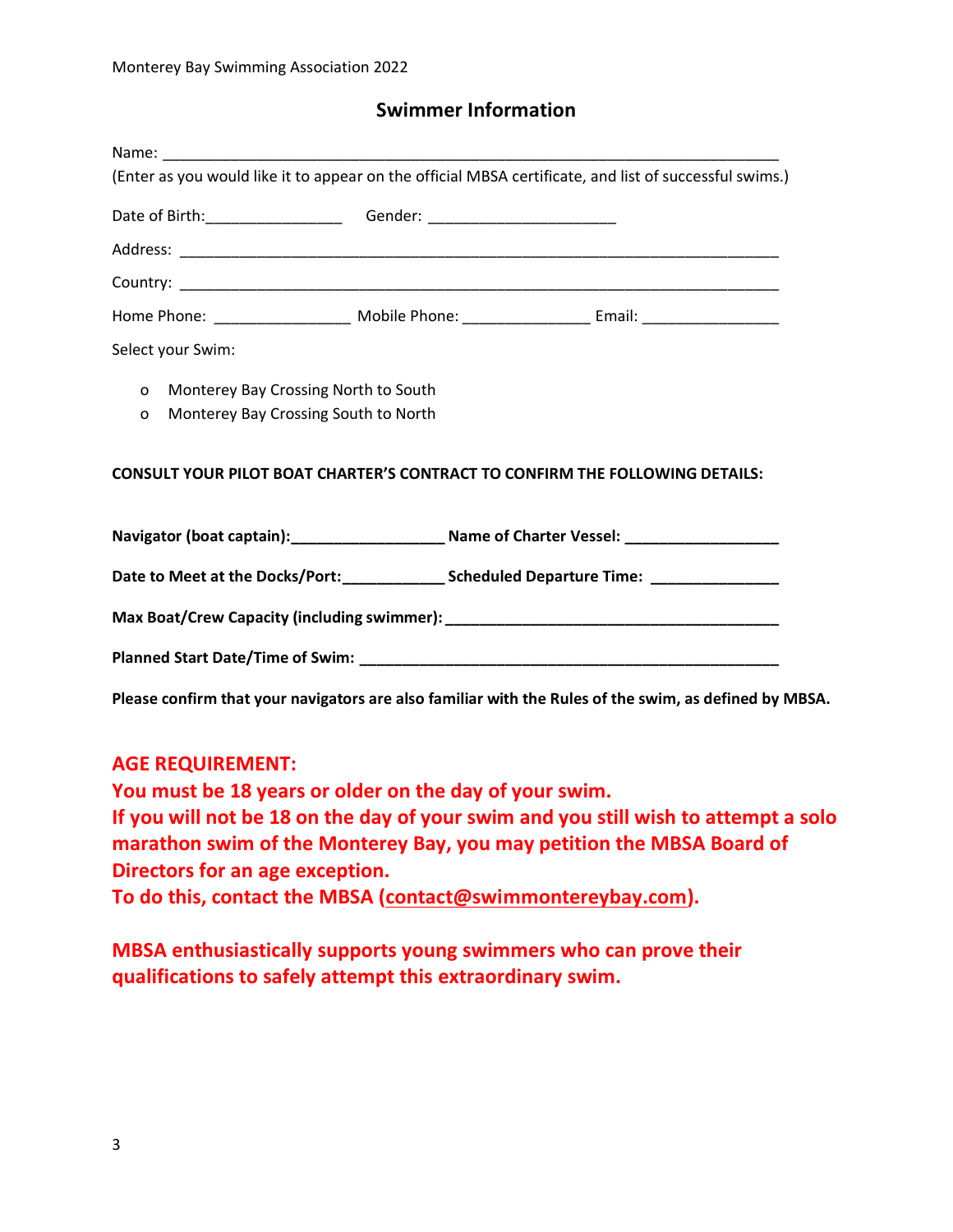## Swimmer Information

Name: ___________________________________________________________________________

(Enter as you would like it to appear on the official MBSA certificate, and list of successful swims.)

Date of Birth:________________ Gender: ______________________

Address: ___________________________________________________________________________

Country: ___________________________________________________________________________

Home Phone: ________________ Mobile Phone: _______________ Email: ________________

Select your Swim:

- o Monterey Bay Crossing North to South
- o Monterey Bay Crossing South to North

**CONSULT YOUR PILOT BOAT CHARTER'S CONTRACT TO CONFIRM THE FOLLOWING DETAILS:**

**Navigator (boat captain):__________________ Name of Charter Vessel: __________________**

**Date to Meet at the Docks/Port:____________ Scheduled Departure Time: _______________**

**Max Boat/Crew Capacity (including swimmer):_________________________________________**

**Planned Start Date/Time of Swim: ____________________________________________________**

**Please confirm that your navigators are also familiar with the Rules of the swim, as defined by MBSA.**

**AGE REQUIREMENT:**
**You must be 18 years or older on the day of your swim.**
**If you will not be 18 on the day of your swim and you still wish to attempt a solo marathon swim of the Monterey Bay, you may petition the MBSA Board of Directors for an age exception.**
**To do this, contact the MBSA (contact@swimmontereybay.com).**

**MBSA enthusiastically supports young swimmers who can prove their qualifications to safely attempt this extraordinary swim.**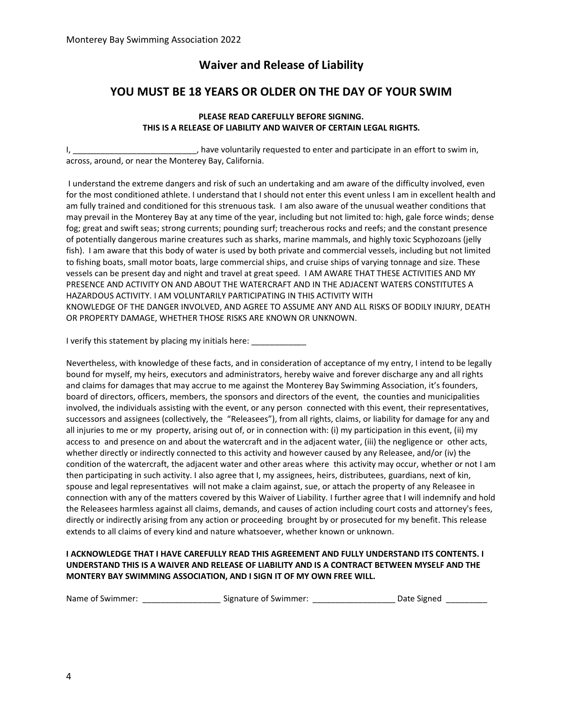## Waiver and Release of Liability

## YOU MUST BE 18 YEARS OR OLDER ON THE DAY OF YOUR SWIM

**PLEASE READ CAREFULLY BEFORE SIGNING.**
**THIS IS A RELEASE OF LIABILITY AND WAIVER OF CERTAIN LEGAL RIGHTS.**

I, ___________________________, have voluntarily requested to enter and participate in an effort to swim in, across, around, or near the Monterey Bay, California.

I understand the extreme dangers and risk of such an undertaking and am aware of the difficulty involved, even for the most conditioned athlete. I understand that I should not enter this event unless I am in excellent health and am fully trained and conditioned for this strenuous task. I am also aware of the unusual weather conditions that may prevail in the Monterey Bay at any time of the year, including but not limited to: high, gale force winds; dense fog; great and swift seas; strong currents; pounding surf; treacherous rocks and reefs; and the constant presence of potentially dangerous marine creatures such as sharks, marine mammals, and highly toxic Scyphozoans (jelly fish). I am aware that this body of water is used by both private and commercial vessels, including but not limited to fishing boats, small motor boats, large commercial ships, and cruise ships of varying tonnage and size. These vessels can be present day and night and travel at great speed. I AM AWARE THAT THESE ACTIVITIES AND MY PRESENCE AND ACTIVITY ON AND ABOUT THE WATERCRAFT AND IN THE ADJACENT WATERS CONSTITUTES A HAZARDOUS ACTIVITY. I AM VOLUNTARILY PARTICIPATING IN THIS ACTIVITY WITH KNOWLEDGE OF THE DANGER INVOLVED, AND AGREE TO ASSUME ANY AND ALL RISKS OF BODILY INJURY, DEATH OR PROPERTY DAMAGE, WHETHER THOSE RISKS ARE KNOWN OR UNKNOWN.

I verify this statement by placing my initials here: ____________

Nevertheless, with knowledge of these facts, and in consideration of acceptance of my entry, I intend to be legally bound for myself, my heirs, executors and administrators, hereby waive and forever discharge any and all rights and claims for damages that may accrue to me against the Monterey Bay Swimming Association, it's founders, board of directors, officers, members, the sponsors and directors of the event, the counties and municipalities involved, the individuals assisting with the event, or any person connected with this event, their representatives, successors and assignees (collectively, the "Releasees"), from all rights, claims, or liability for damage for any and all injuries to me or my property, arising out of, or in connection with: (i) my participation in this event, (ii) my access to and presence on and about the watercraft and in the adjacent water, (iii) the negligence or other acts, whether directly or indirectly connected to this activity and however caused by any Releasee, and/or (iv) the condition of the watercraft, the adjacent water and other areas where this activity may occur, whether or not I am then participating in such activity. I also agree that I, my assignees, heirs, distributees, guardians, next of kin, spouse and legal representatives will not make a claim against, sue, or attach the property of any Releasee in connection with any of the matters covered by this Waiver of Liability. I further agree that I will indemnify and hold the Releasees harmless against all claims, demands, and causes of action including court costs and attorney's fees, directly or indirectly arising from any action or proceeding brought by or prosecuted for my benefit. This release extends to all claims of every kind and nature whatsoever, whether known or unknown.

**I ACKNOWLEDGE THAT I HAVE CAREFULLY READ THIS AGREEMENT AND FULLY UNDERSTAND ITS CONTENTS. I UNDERSTAND THIS IS A WAIVER AND RELEASE OF LIABILITY AND IS A CONTRACT BETWEEN MYSELF AND THE MONTEREY BAY SWIMMING ASSOCIATION, AND I SIGN IT OF MY OWN FREE WILL.**

Name of Swimmer: _________________ Signature of Swimmer: __________________ Date Signed _________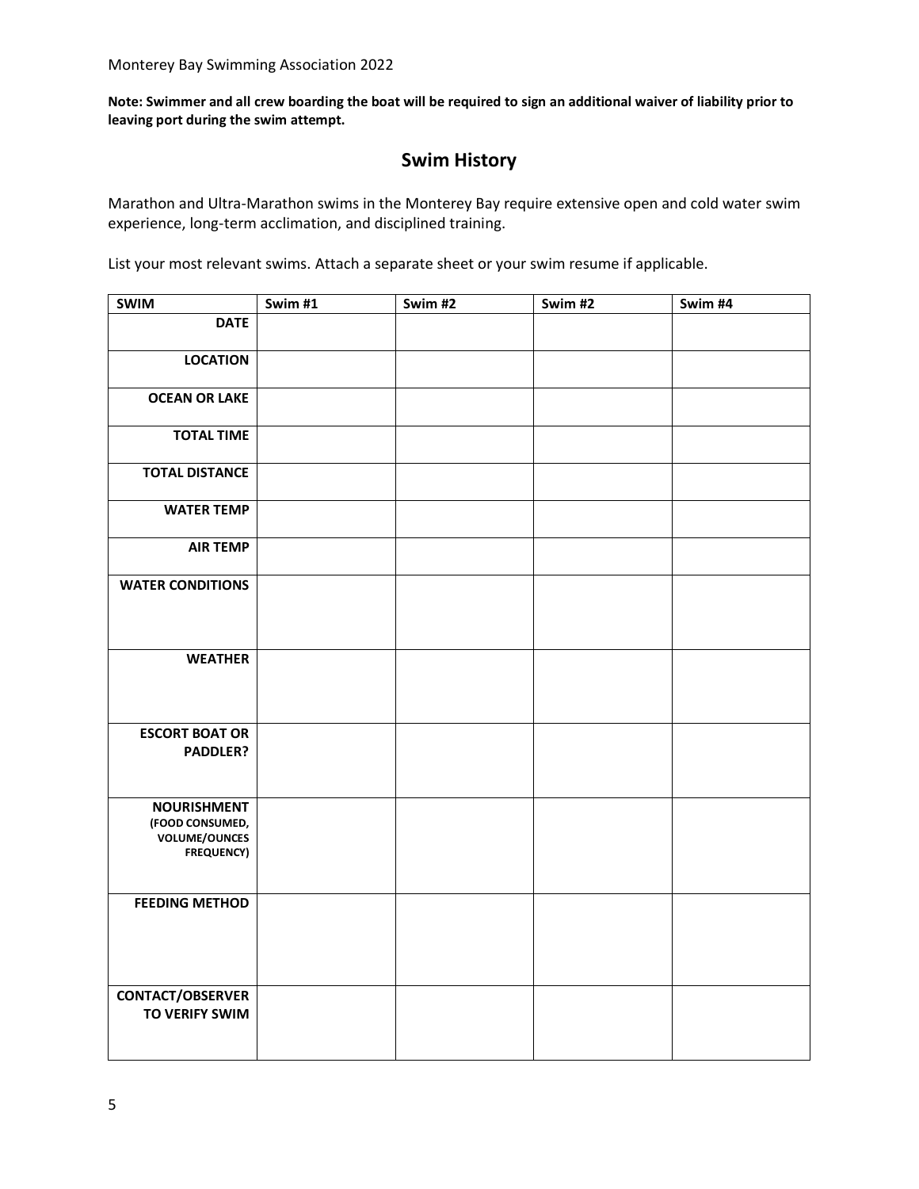**Note: Swimmer and all crew boarding the boat will be required to sign an additional waiver of liability prior to leaving port during the swim attempt.**

## Swim History

Marathon and Ultra-Marathon swims in the Monterey Bay require extensive open and cold water swim experience, long-term acclimation, and disciplined training.

List your most relevant swims. Attach a separate sheet or your swim resume if applicable.

| SWIM | Swim #1 | Swim #2 | Swim #2 | Swim #4 |
|---|---|---|---|---|
| DATE | | | | |
| LOCATION | | | | |
| OCEAN OR LAKE | | | | |
| TOTAL TIME | | | | |
| TOTAL DISTANCE | | | | |
| WATER TEMP | | | | |
| AIR TEMP | | | | |
| WATER CONDITIONS | | | | |
| WEATHER | | | | |
| ESCORT BOAT OR PADDLER? | | | | |
| NOURISHMENT (FOOD CONSUMED, VOLUME/OUNCES FREQUENCY) | | | | |
| FEEDING METHOD | | | | |
| CONTACT/OBSERVER TO VERIFY SWIM | | | | |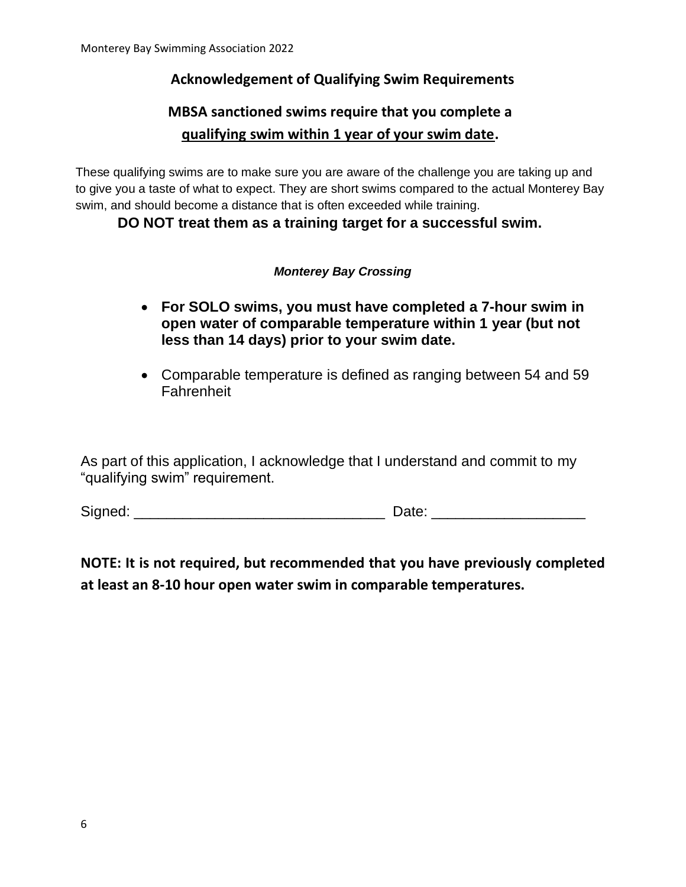## Acknowledgement of Qualifying Swim Requirements

### MBSA sanctioned swims require that you complete a <u>qualifying swim within 1 year of your swim date</u>.

These qualifying swims are to make sure you are aware of the challenge you are taking up and to give you a taste of what to expect. They are short swims compared to the actual Monterey Bay swim, and should become a distance that is often exceeded while training.

**DO NOT treat them as a training target for a successful swim.**

***Monterey Bay Crossing***

- **For SOLO swims, you must have completed a 7-hour swim in open water of comparable temperature within 1 year (but not less than 14 days) prior to your swim date.**
- Comparable temperature is defined as ranging between 54 and 59 Fahrenheit

As part of this application, I acknowledge that I understand and commit to my "qualifying swim" requirement.

Signed: ______________________________ Date: __________________

**NOTE: It is not required, but recommended that you have previously completed at least an 8-10 hour open water swim in comparable temperatures.**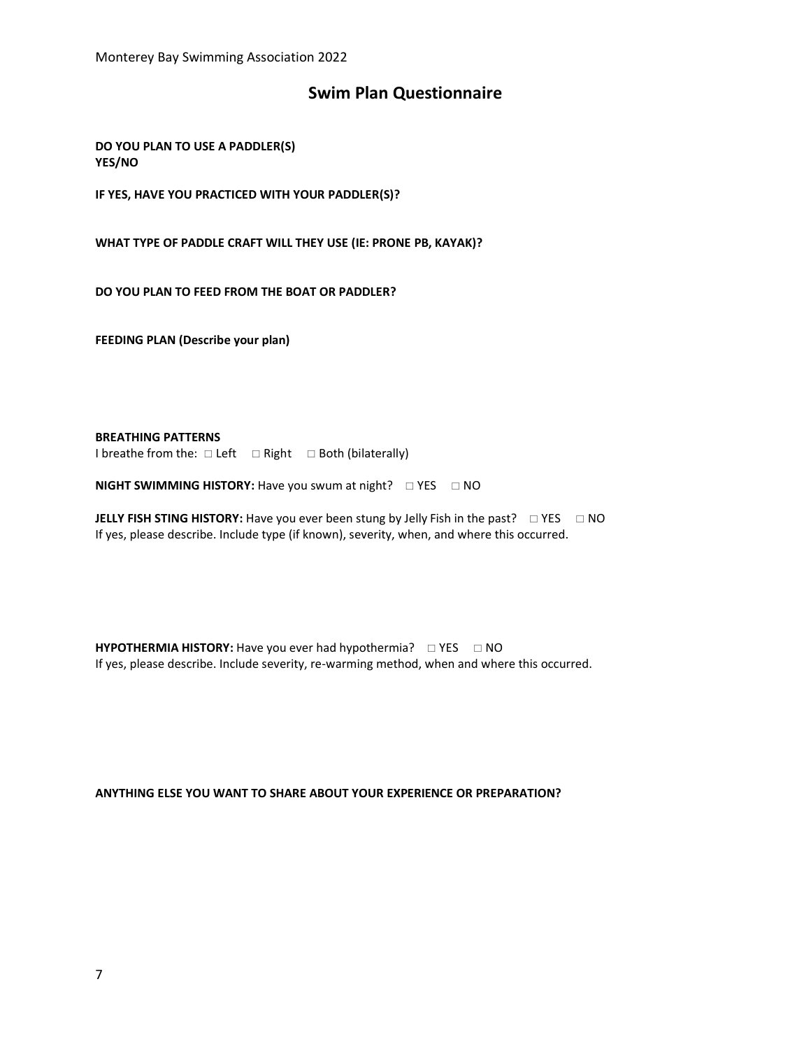## Swim Plan Questionnaire

**DO YOU PLAN TO USE A PADDLER(S)**
**YES/NO**

**IF YES, HAVE YOU PRACTICED WITH YOUR PADDLER(S)?**

**WHAT TYPE OF PADDLE CRAFT WILL THEY USE (IE: PRONE PB, KAYAK)?**

**DO YOU PLAN TO FEED FROM THE BOAT OR PADDLER?**

**FEEDING PLAN (Describe your plan)**

**BREATHING PATTERNS**
I breathe from the: □ Left □ Right □ Both (bilaterally)

**NIGHT SWIMMING HISTORY:** Have you swum at night? □ YES □ NO

**JELLY FISH STING HISTORY:** Have you ever been stung by Jelly Fish in the past? □ YES □ NO
If yes, please describe. Include type (if known), severity, when, and where this occurred.

**HYPOTHERMIA HISTORY:** Have you ever had hypothermia? □ YES □ NO
If yes, please describe. Include severity, re-warming method, when and where this occurred.

**ANYTHING ELSE YOU WANT TO SHARE ABOUT YOUR EXPERIENCE OR PREPARATION?**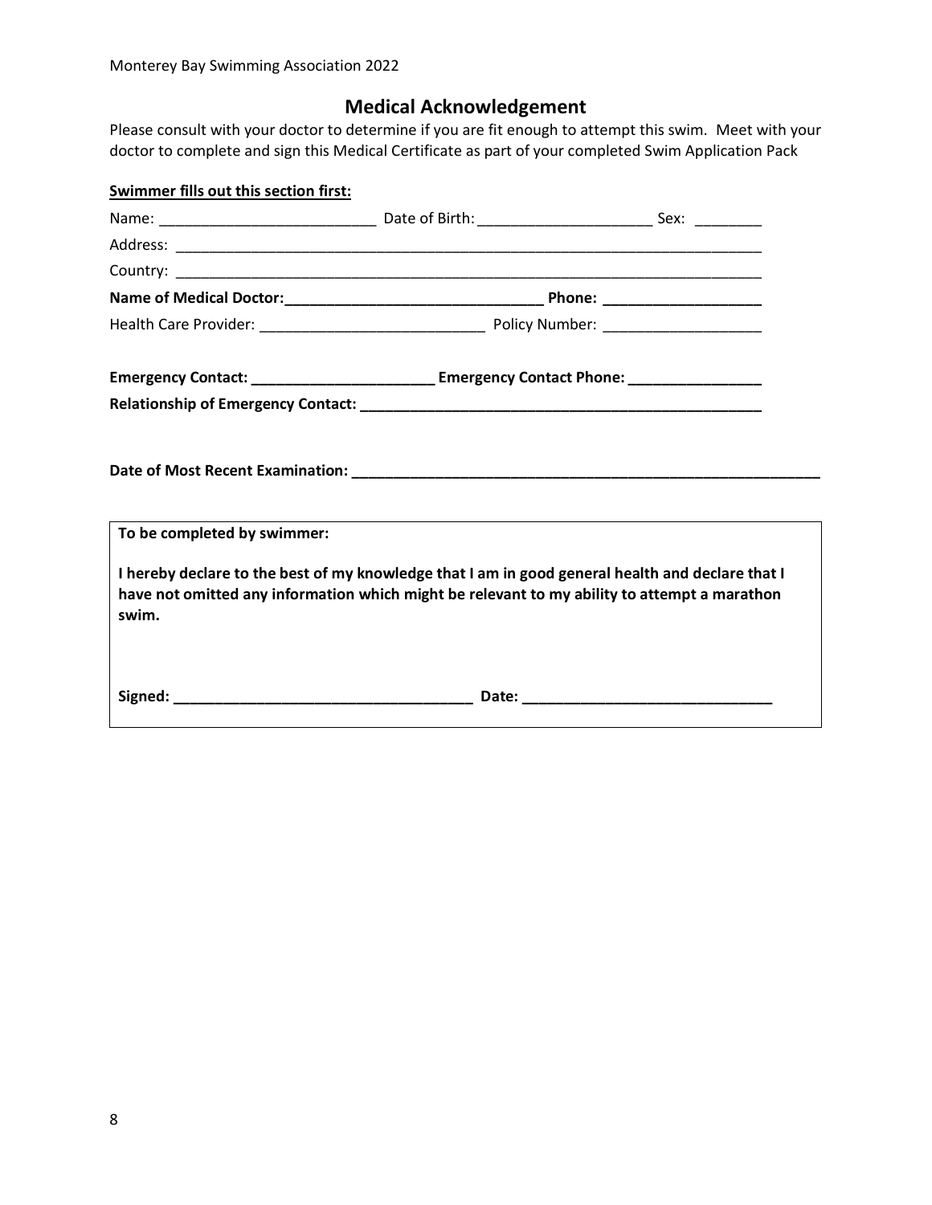## Medical Acknowledgement

Please consult with your doctor to determine if you are fit enough to attempt this swim. Meet with your doctor to complete and sign this Medical Certificate as part of your completed Swim Application Pack

**Swimmer fills out this section first:**

Name: __________________________ Date of Birth: _____________________ Sex: ________

Address: ___________________________________________________________________________

Country: ___________________________________________________________________________

**Name of Medical Doctor:______________________________ Phone: ___________________**

Health Care Provider: ___________________________ Policy Number: ___________________

**Emergency Contact: ______________________ Emergency Contact Phone: ________________**

**Relationship of Emergency Contact: ________________________________________________**

**Date of Most Recent Examination: ____________________________________________________**

**To be completed by swimmer:**

**I hereby declare to the best of my knowledge that I am in good general health and declare that I have not omitted any information which might be relevant to my ability to attempt a marathon swim.**

**Signed: ___________________________________ Date: ______________________________**